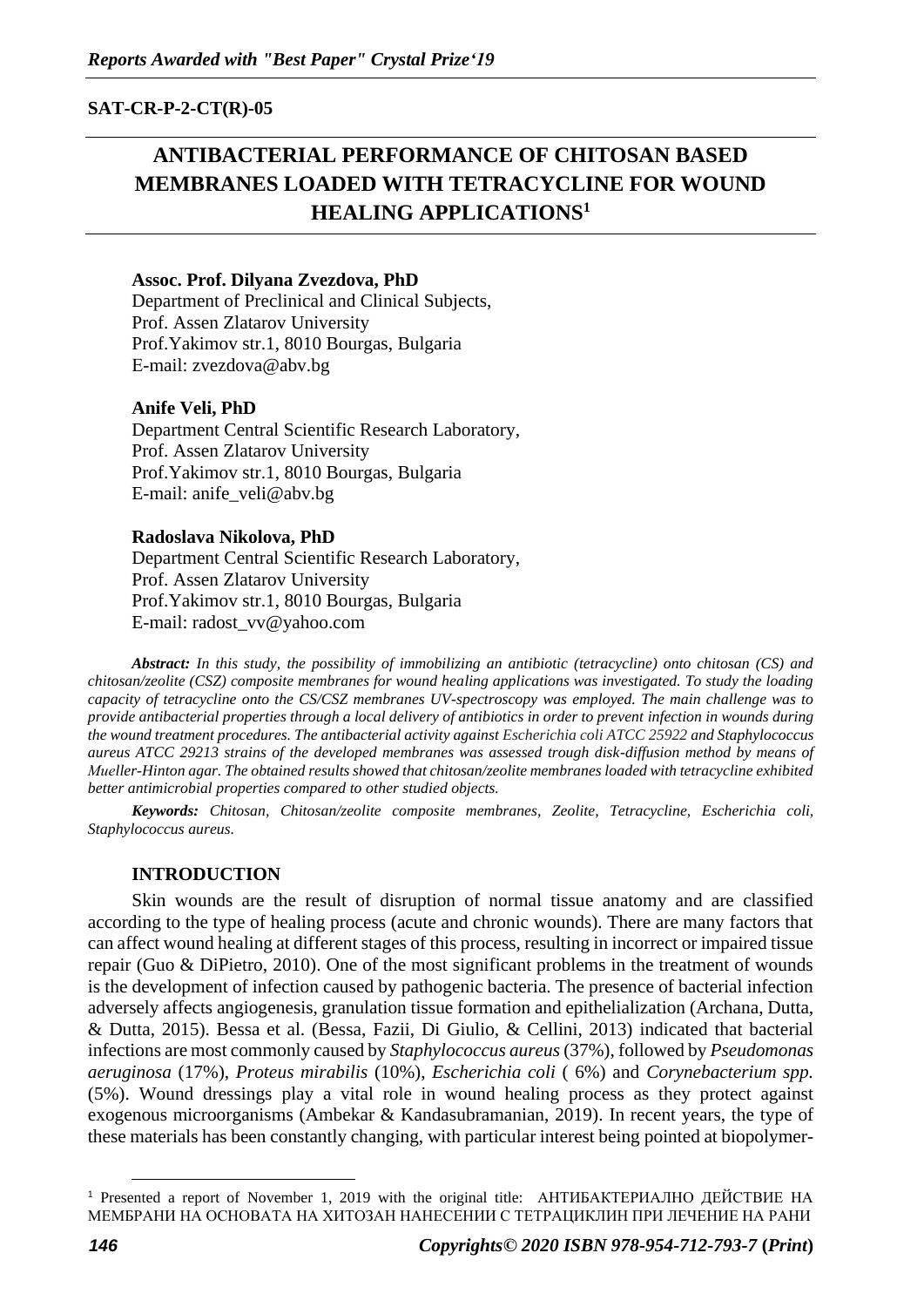SAT-CR-P-2-CT(R)-05

# ANTIBACTERIAL PERFORMANCE OF CHITOSAN BASED MEMBRANES LOADED WITH TETRACYCLINE FOR WOUND HEALING APPLICATIONS[1]

**Assoc. Prof. Dilyana Zvezdova, PhD**
Department of Preclinical and Clinical Subjects,
Prof. Assen Zlatarov University
Prof.Yakimov str.1, 8010 Bourgas, Bulgaria
E-mail: zvezdova@abv.bg

**Anife Veli, PhD**
Department Central Scientific Research Laboratory,
Prof. Assen Zlatarov University
Prof.Yakimov str.1, 8010 Bourgas, Bulgaria
E-mail: anife_veli@abv.bg

**Radoslava Nikolova, PhD**
Department Central Scientific Research Laboratory,
Prof. Assen Zlatarov University
Prof.Yakimov str.1, 8010 Bourgas, Bulgaria
E-mail: radost_vv@yahoo.com

***Abstract:*** *In this study, the possibility of immobilizing an antibiotic (tetracycline) onto chitosan (CS) and chitosan/zeolite (CSZ) composite membranes for wound healing applications was investigated. To study the loading capacity of tetracycline onto the CS/CSZ membranes UV-spectroscopy was employed. The main challenge was to provide antibacterial properties through a local delivery of antibiotics in order to prevent infection in wounds during the wound treatment procedures. The antibacterial activity against Escherichia coli ATCC 25922 and Staphylococcus aureus ATCC 29213 strains of the developed membranes was assessed trough disk-diffusion method by means of Mueller-Hinton agar. The obtained results showed that chitosan/zeolite membranes loaded with tetracycline exhibited better antimicrobial properties compared to other studied objects.*

***Keywords:*** *Chitosan, Chitosan/zeolite composite membranes, Zeolite, Tetracycline, Escherichia coli, Staphylococcus aureus.*

## INTRODUCTION

Skin wounds are the result of disruption of normal tissue anatomy and are classified according to the type of healing process (acute and chronic wounds). There are many factors that can affect wound healing at different stages of this process, resulting in incorrect or impaired tissue repair (Guo & DiPietro, 2010). One of the most significant problems in the treatment of wounds is the development of infection caused by pathogenic bacteria. The presence of bacterial infection adversely affects angiogenesis, granulation tissue formation and epithelialization (Archana, Dutta, & Dutta, 2015). Bessa et al. (Bessa, Fazii, Di Giulio, & Cellini, 2013) indicated that bacterial infections are most commonly caused by *Staphylococcus aureus* (37%), followed by *Pseudomonas aeruginosa* (17%), *Proteus mirabilis* (10%), *Escherichia coli* ( 6%) and *Corynebacterium spp.* (5%). Wound dressings play a vital role in wound healing process as they protect against exogenous microorganisms (Ambekar & Kandasubramanian, 2019). In recent years, the type of these materials has been constantly changing, with particular interest being pointed at biopolymer-

[1] Presented a report of November 1, 2019 with the original title: АНТИБАКТЕРИАЛНО ДЕЙСТВИЕ НА МЕМБРАНИ НА ОСНОВАТА НА ХИТОЗАН НАНЕСЕНИИ С ТЕТРАЦИКЛИН ПРИ ЛЕЧЕНИЕ НА РАНИ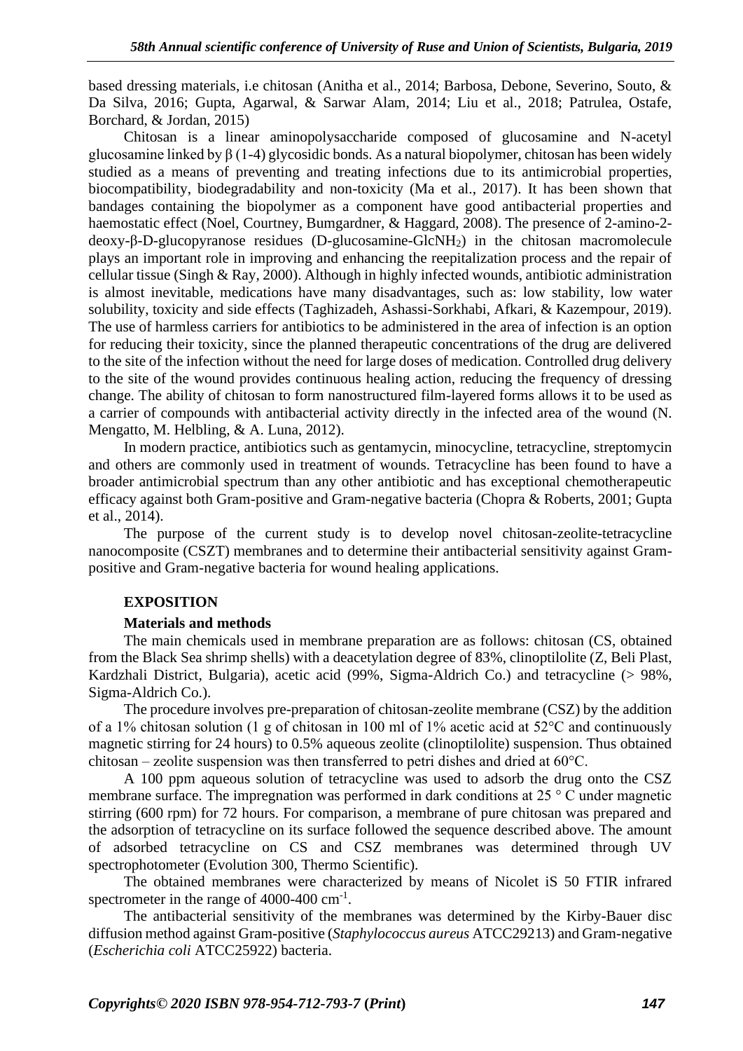based dressing materials, i.e chitosan (Anitha et al., 2014; Barbosa, Debone, Severino, Souto, & Da Silva, 2016; Gupta, Agarwal, & Sarwar Alam, 2014; Liu et al., 2018; Patrulea, Ostafe, Borchard, & Jordan, 2015)

Chitosan is a linear aminopolysaccharide composed of glucosamine and N-acetyl glucosamine linked by β (1-4) glycosidic bonds. As a natural biopolymer, chitosan has been widely studied as a means of preventing and treating infections due to its antimicrobial properties, biocompatibility, biodegradability and non-toxicity (Ma et al., 2017). It has been shown that bandages containing the biopolymer as a component have good antibacterial properties and haemostatic effect (Noel, Courtney, Bumgardner, & Haggard, 2008). The presence of 2-amino-2-deoxy-β-D-glucopyranose residues (D-glucosamine-$GlcNH_2$) in the chitosan macromolecule plays an important role in improving and enhancing the reepitalization process and the repair of cellular tissue (Singh & Ray, 2000). Although in highly infected wounds, antibiotic administration is almost inevitable, medications have many disadvantages, such as: low stability, low water solubility, toxicity and side effects (Taghizadeh, Ashassi-Sorkhabi, Afkari, & Kazempour, 2019). The use of harmless carriers for antibiotics to be administered in the area of infection is an option for reducing their toxicity, since the planned therapeutic concentrations of the drug are delivered to the site of the infection without the need for large doses of medication. Controlled drug delivery to the site of the wound provides continuous healing action, reducing the frequency of dressing change. The ability of chitosan to form nanostructured film-layered forms allows it to be used as a carrier of compounds with antibacterial activity directly in the infected area of the wound (N. Mengatto, M. Helbling, & A. Luna, 2012).

In modern practice, antibiotics such as gentamycin, minocycline, tetracycline, streptomycin and others are commonly used in treatment of wounds. Tetracycline has been found to have a broader antimicrobial spectrum than any other antibiotic and has exceptional chemotherapeutic efficacy against both Gram-positive and Gram-negative bacteria (Chopra & Roberts, 2001; Gupta et al., 2014).

The purpose of the current study is to develop novel chitosan-zeolite-tetracycline nanocomposite (CSZT) membranes and to determine their antibacterial sensitivity against Gram-positive and Gram-negative bacteria for wound healing applications.

## EXPOSITION

### Materials and methods

The main chemicals used in membrane preparation are as follows: chitosan (CS, obtained from the Black Sea shrimp shells) with a deacetylation degree of 83%, clinoptilolite (Z, Beli Plast, Kardzhali District, Bulgaria), acetic acid (99%, Sigma-Aldrich Co.) and tetracycline (> 98%, Sigma-Aldrich Co.).

The procedure involves pre-preparation of chitosan-zeolite membrane (CSZ) by the addition of a 1% chitosan solution (1 g of chitosan in 100 ml of 1% acetic acid at 52°C and continuously magnetic stirring for 24 hours) to 0.5% aqueous zeolite (clinoptilolite) suspension. Thus obtained chitosan – zeolite suspension was then transferred to petri dishes and dried at 60°C.

A 100 ppm aqueous solution of tetracycline was used to adsorb the drug onto the CSZ membrane surface. The impregnation was performed in dark conditions at 25 ° C under magnetic stirring (600 rpm) for 72 hours. For comparison, a membrane of pure chitosan was prepared and the adsorption of tetracycline on its surface followed the sequence described above. The amount of adsorbed tetracycline on CS and CSZ membranes was determined through UV spectrophotometer (Evolution 300, Thermo Scientific).

The obtained membranes were characterized by means of Nicolet iS 50 FTIR infrared spectrometer in the range of 4000-400 $cm^{-1}$.

The antibacterial sensitivity of the membranes was determined by the Kirby-Bauer disc diffusion method against Gram-positive (*Staphylococcus aureus* ATCC29213) and Gram-negative (*Escherichia coli* ATCC25922) bacteria.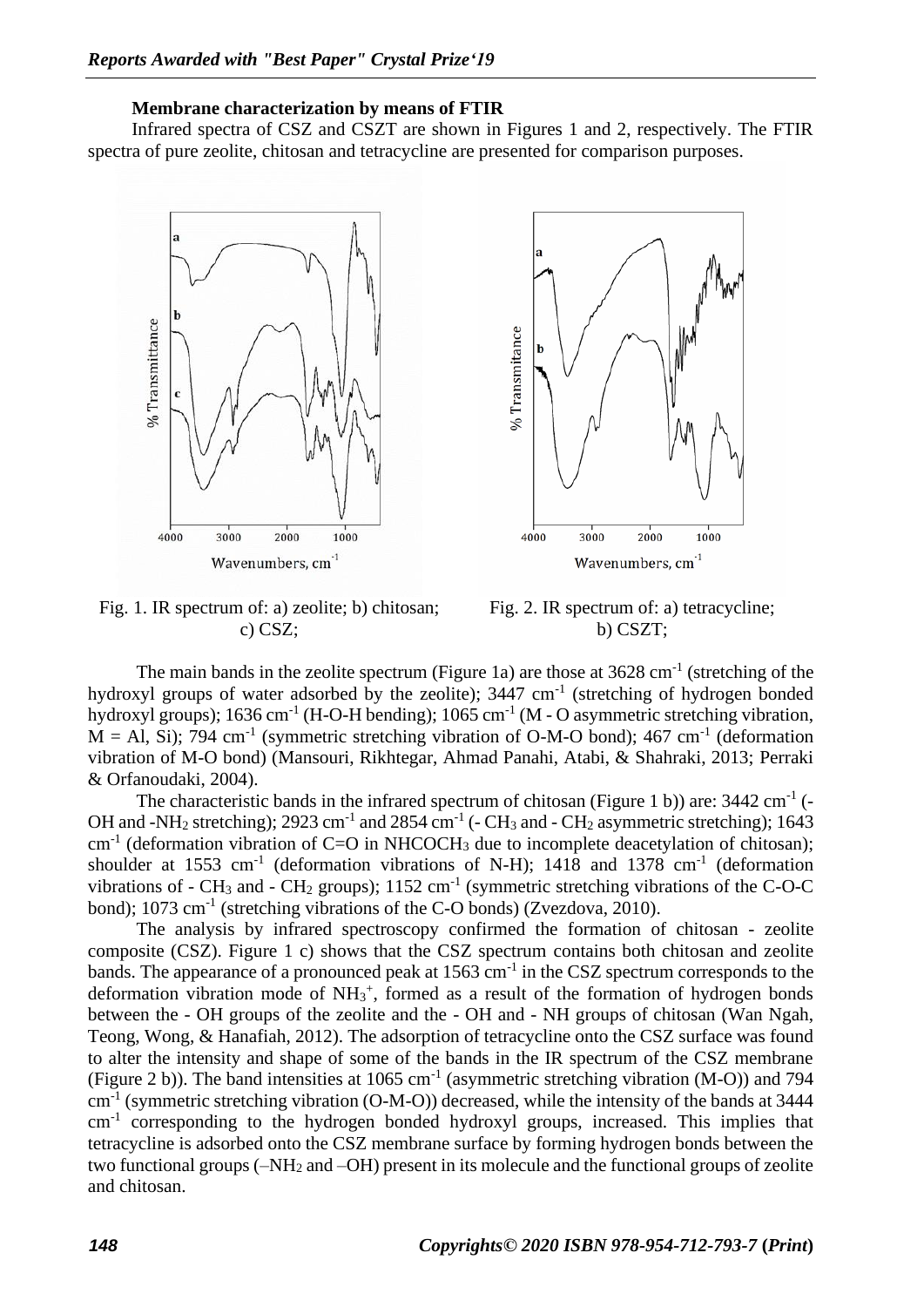**Membrane characterization by means of FTIR**

Infrared spectra of CSZ and CSZT are shown in Figures 1 and 2, respectively. The FTIR spectra of pure zeolite, chitosan and tetracycline are presented for comparison purposes.

Fig. 1. IR spectrum of: a) zeolite; b) chitosan; c) CSZ;

Fig. 2. IR spectrum of: a) tetracycline; b) CSZT;

The main bands in the zeolite spectrum (Figure 1a) are those at 3628 $cm^{-1}$ (stretching of the hydroxyl groups of water adsorbed by the zeolite); 3447 $cm^{-1}$ (stretching of hydrogen bonded hydroxyl groups); 1636 $cm^{-1}$ (H-O-H bending); 1065 $cm^{-1}$ (M - O asymmetric stretching vibration, M = Al, Si); 794 $cm^{-1}$ (symmetric stretching vibration of O-M-O bond); 467 $cm^{-1}$ (deformation vibration of M-O bond) (Mansouri, Rikhtegar, Ahmad Panahi, Atabi, & Shahraki, 2013; Perraki & Orfanoudaki, 2004).

The characteristic bands in the infrared spectrum of chitosan (Figure 1 b)) are: 3442 $cm^{-1}$ (-OH and -$NH_2$ stretching); 2923 $cm^{-1}$ and 2854 $cm^{-1}$ (- $CH_3$ and - $CH_2$ asymmetric stretching); 1643 $cm^{-1}$ (deformation vibration of C=O in $NHCOCH_3$ due to incomplete deacetylation of chitosan); shoulder at 1553 $cm^{-1}$ (deformation vibrations of N-H); 1418 and 1378 $cm^{-1}$ (deformation vibrations of - $CH_3$ and - $CH_2$ groups); 1152 $cm^{-1}$ (symmetric stretching vibrations of the C-O-C bond); 1073 $cm^{-1}$ (stretching vibrations of the C-O bonds) (Zvezdova, 2010).

The analysis by infrared spectroscopy confirmed the formation of chitosan - zeolite composite (CSZ). Figure 1 c) shows that the CSZ spectrum contains both chitosan and zeolite bands. The appearance of a pronounced peak at 1563 $cm^{-1}$ in the CSZ spectrum corresponds to the deformation vibration mode of $NH_3^+$, formed as a result of the formation of hydrogen bonds between the - OH groups of the zeolite and the - OH and - NH groups of chitosan (Wan Ngah, Teong, Wong, & Hanafiah, 2012). The adsorption of tetracycline onto the CSZ surface was found to alter the intensity and shape of some of the bands in the IR spectrum of the CSZ membrane (Figure 2 b)). The band intensities at 1065 $cm^{-1}$ (asymmetric stretching vibration (M-O)) and 794 $cm^{-1}$ (symmetric stretching vibration (O-M-O)) decreased, while the intensity of the bands at 3444 $cm^{-1}$ corresponding to the hydrogen bonded hydroxyl groups, increased. This implies that tetracycline is adsorbed onto the CSZ membrane surface by forming hydrogen bonds between the two functional groups (–$NH_2$ and –OH) present in its molecule and the functional groups of zeolite and chitosan.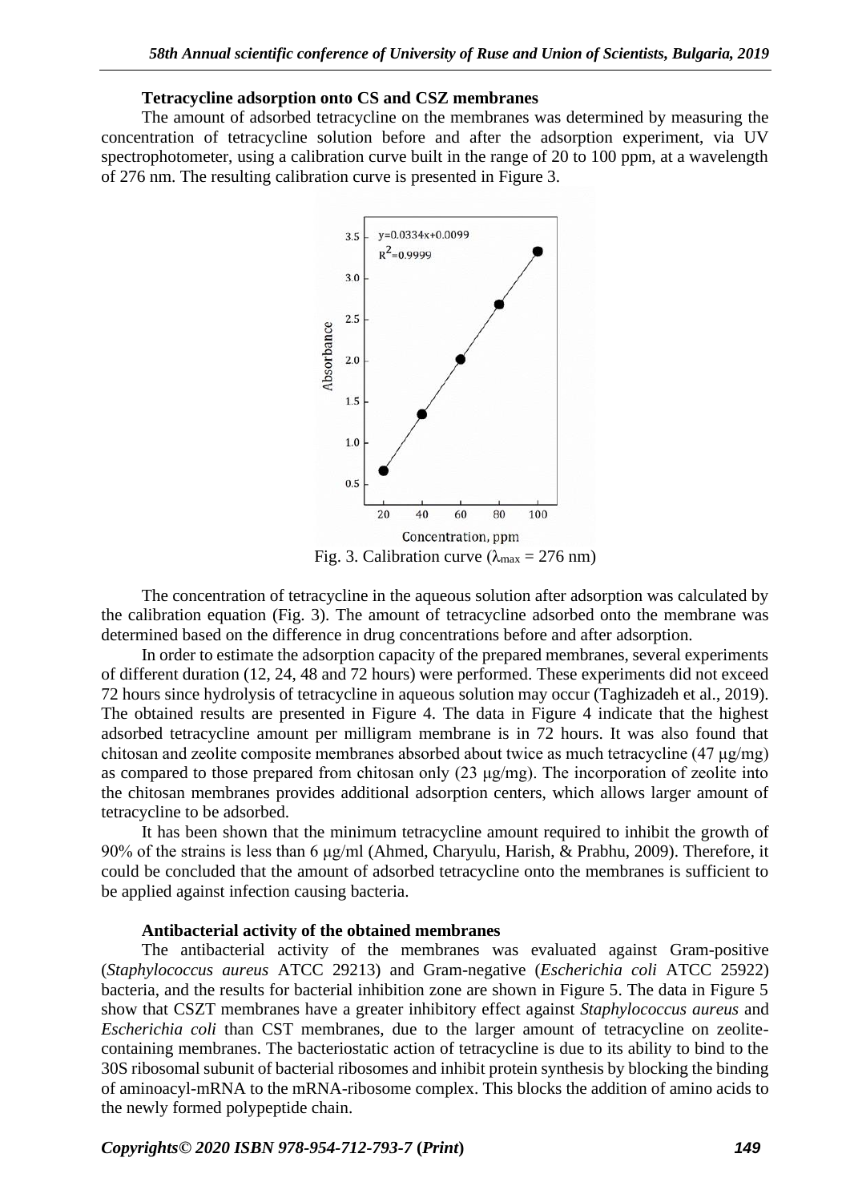**Tetracycline adsorption onto CS and CSZ membranes**

The amount of adsorbed tetracycline on the membranes was determined by measuring the concentration of tetracycline solution before and after the adsorption experiment, via UV spectrophotometer, using a calibration curve built in the range of 20 to 100 ppm, at a wavelength of 276 nm. The resulting calibration curve is presented in Figure 3.

Fig. 3. Calibration curve ($\lambda_{max}$ = 276 nm)

The concentration of tetracycline in the aqueous solution after adsorption was calculated by the calibration equation (Fig. 3). The amount of tetracycline adsorbed onto the membrane was determined based on the difference in drug concentrations before and after adsorption.

In order to estimate the adsorption capacity of the prepared membranes, several experiments of different duration (12, 24, 48 and 72 hours) were performed. These experiments did not exceed 72 hours since hydrolysis of tetracycline in aqueous solution may occur (Taghizadeh et al., 2019). The obtained results are presented in Figure 4. The data in Figure 4 indicate that the highest adsorbed tetracycline amount per milligram membrane is in 72 hours. It was also found that chitosan and zeolite composite membranes absorbed about twice as much tetracycline (47 μg/mg) as compared to those prepared from chitosan only (23 μg/mg). The incorporation of zeolite into the chitosan membranes provides additional adsorption centers, which allows larger amount of tetracycline to be adsorbed.

It has been shown that the minimum tetracycline amount required to inhibit the growth of 90% of the strains is less than 6 μg/ml (Ahmed, Charyulu, Harish, & Prabhu, 2009). Therefore, it could be concluded that the amount of adsorbed tetracycline onto the membranes is sufficient to be applied against infection causing bacteria.

**Antibacterial activity of the obtained membranes**

The antibacterial activity of the membranes was evaluated against Gram-positive (*Staphylococcus aureus* ATCC 29213) and Gram-negative (*Escherichia coli* ATCC 25922) bacteria, and the results for bacterial inhibition zone are shown in Figure 5. The data in Figure 5 show that CSZT membranes have a greater inhibitory effect against *Staphylococcus aureus* and *Escherichia coli* than CST membranes, due to the larger amount of tetracycline on zeolite-containing membranes. The bacteriostatic action of tetracycline is due to its ability to bind to the 30S ribosomal subunit of bacterial ribosomes and inhibit protein synthesis by blocking the binding of aminoacyl-mRNA to the mRNA-ribosome complex. This blocks the addition of amino acids to the newly formed polypeptide chain.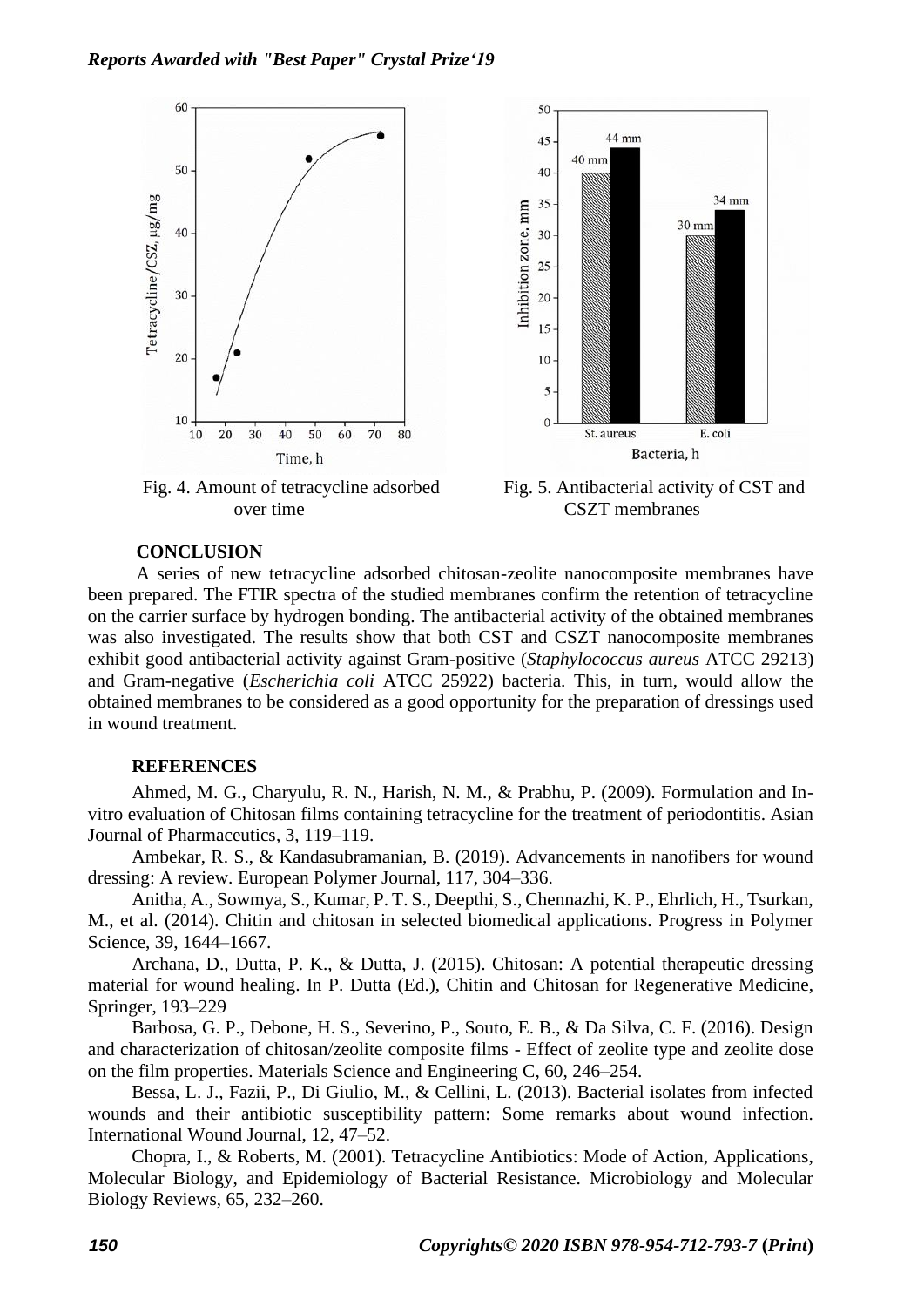Fig. 4. Amount of tetracycline adsorbed over time

Fig. 5. Antibacterial activity of CST and CSZT membranes

## CONCLUSION

A series of new tetracycline adsorbed chitosan-zeolite nanocomposite membranes have been prepared. The FTIR spectra of the studied membranes confirm the retention of tetracycline on the carrier surface by hydrogen bonding. The antibacterial activity of the obtained membranes was also investigated. The results show that both CST and CSZT nanocomposite membranes exhibit good antibacterial activity against Gram-positive (*Staphylococcus aureus* ATCC 29213) and Gram-negative (*Escherichia coli* ATCC 25922) bacteria. This, in turn, would allow the obtained membranes to be considered as a good opportunity for the preparation of dressings used in wound treatment.

## REFERENCES

Ahmed, M. G., Charyulu, R. N., Harish, N. M., & Prabhu, P. (2009). Formulation and In-vitro evaluation of Chitosan films containing tetracycline for the treatment of periodontitis. Asian Journal of Pharmaceutics, 3, 119–119.

Ambekar, R. S., & Kandasubramanian, B. (2019). Advancements in nanofibers for wound dressing: A review. European Polymer Journal, 117, 304–336.

Anitha, A., Sowmya, S., Kumar, P. T. S., Deepthi, S., Chennazhi, K. P., Ehrlich, H., Tsurkan, M., et al. (2014). Chitin and chitosan in selected biomedical applications. Progress in Polymer Science, 39, 1644–1667.

Archana, D., Dutta, P. K., & Dutta, J. (2015). Chitosan: A potential therapeutic dressing material for wound healing. In P. Dutta (Ed.), Chitin and Chitosan for Regenerative Medicine, Springer, 193–229

Barbosa, G. P., Debone, H. S., Severino, P., Souto, E. B., & Da Silva, C. F. (2016). Design and characterization of chitosan/zeolite composite films - Effect of zeolite type and zeolite dose on the film properties. Materials Science and Engineering C, 60, 246–254.

Bessa, L. J., Fazii, P., Di Giulio, M., & Cellini, L. (2013). Bacterial isolates from infected wounds and their antibiotic susceptibility pattern: Some remarks about wound infection. International Wound Journal, 12, 47–52.

Chopra, I., & Roberts, M. (2001). Tetracycline Antibiotics: Mode of Action, Applications, Molecular Biology, and Epidemiology of Bacterial Resistance. Microbiology and Molecular Biology Reviews, 65, 232–260.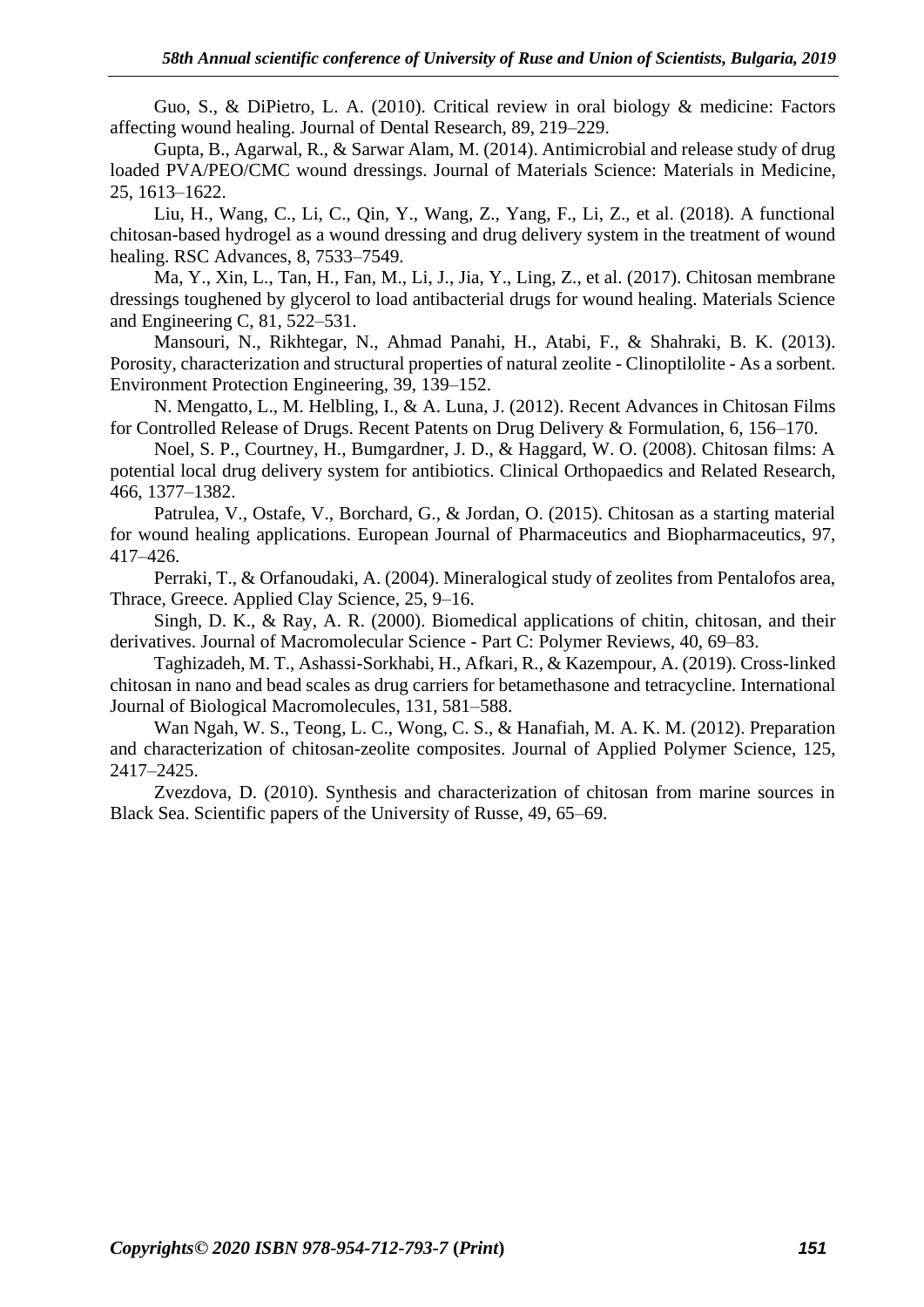Guo, S., & DiPietro, L. A. (2010). Critical review in oral biology & medicine: Factors affecting wound healing. Journal of Dental Research, 89, 219–229.

Gupta, B., Agarwal, R., & Sarwar Alam, M. (2014). Antimicrobial and release study of drug loaded PVA/PEO/CMC wound dressings. Journal of Materials Science: Materials in Medicine, 25, 1613–1622.

Liu, H., Wang, C., Li, C., Qin, Y., Wang, Z., Yang, F., Li, Z., et al. (2018). A functional chitosan-based hydrogel as a wound dressing and drug delivery system in the treatment of wound healing. RSC Advances, 8, 7533–7549.

Ma, Y., Xin, L., Tan, H., Fan, M., Li, J., Jia, Y., Ling, Z., et al. (2017). Chitosan membrane dressings toughened by glycerol to load antibacterial drugs for wound healing. Materials Science and Engineering C, 81, 522–531.

Mansouri, N., Rikhtegar, N., Ahmad Panahi, H., Atabi, F., & Shahraki, B. K. (2013). Porosity, characterization and structural properties of natural zeolite - Clinoptilolite - As a sorbent. Environment Protection Engineering, 39, 139–152.

N. Mengatto, L., M. Helbling, I., & A. Luna, J. (2012). Recent Advances in Chitosan Films for Controlled Release of Drugs. Recent Patents on Drug Delivery & Formulation, 6, 156–170.

Noel, S. P., Courtney, H., Bumgardner, J. D., & Haggard, W. O. (2008). Chitosan films: A potential local drug delivery system for antibiotics. Clinical Orthopaedics and Related Research, 466, 1377–1382.

Patrulea, V., Ostafe, V., Borchard, G., & Jordan, O. (2015). Chitosan as a starting material for wound healing applications. European Journal of Pharmaceutics and Biopharmaceutics, 97, 417–426.

Perraki, T., & Orfanoudaki, A. (2004). Mineralogical study of zeolites from Pentalofos area, Thrace, Greece. Applied Clay Science, 25, 9–16.

Singh, D. K., & Ray, A. R. (2000). Biomedical applications of chitin, chitosan, and their derivatives. Journal of Macromolecular Science - Part C: Polymer Reviews, 40, 69–83.

Taghizadeh, M. T., Ashassi-Sorkhabi, H., Afkari, R., & Kazempour, A. (2019). Cross-linked chitosan in nano and bead scales as drug carriers for betamethasone and tetracycline. International Journal of Biological Macromolecules, 131, 581–588.

Wan Ngah, W. S., Teong, L. C., Wong, C. S., & Hanafiah, M. A. K. M. (2012). Preparation and characterization of chitosan-zeolite composites. Journal of Applied Polymer Science, 125, 2417–2425.

Zvezdova, D. (2010). Synthesis and characterization of chitosan from marine sources in Black Sea. Scientific papers of the University of Russe, 49, 65–69.